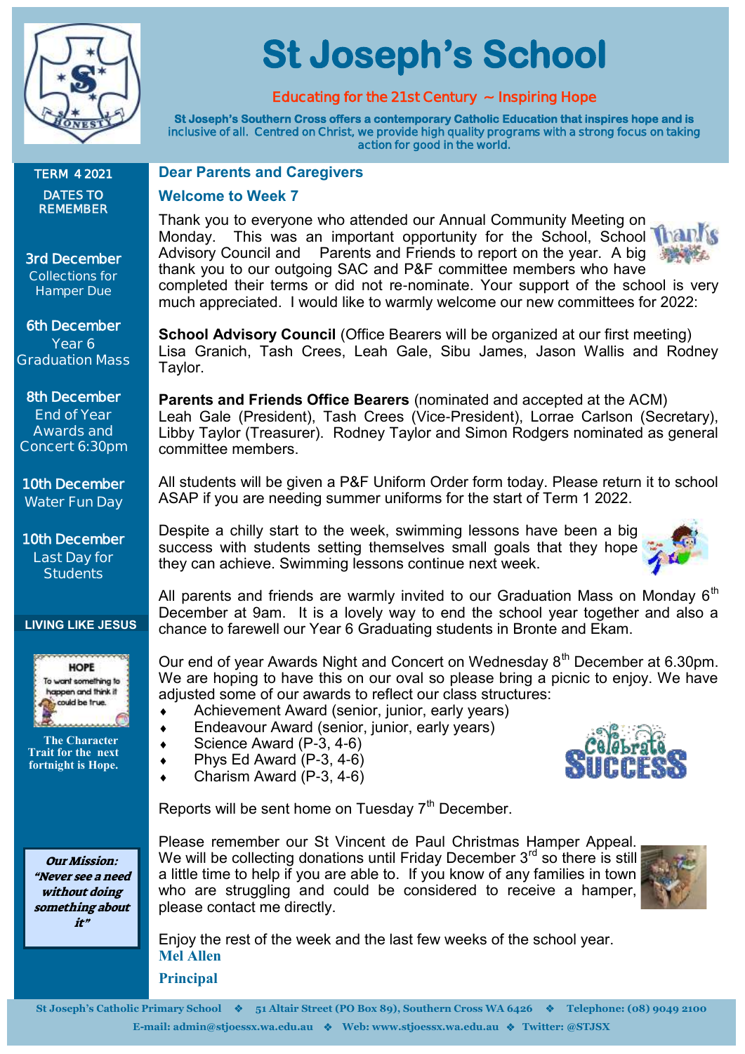# St Joseph's School

**Educating for the 21st Century ~ Inspiring Hope**

**St Joseph's Southern Cross offers a contemporary Catholic Education that inspires hope and is inclusive of all. Centred on Christ, we provide high quality programs with a strong focus on taking action for good in the world.**

**TERM 4 2021**

**DATES TO REMEMBER**

**3rd December**
Collections for Hamper Due

**6th December**
Year 6 Graduation Mass

**8th December**
End of Year Awards and Concert 6:30pm

**10th December**
Water Fun Day

**10th December**
Last Day for Students

**LIVING LIKE JESUS**

HOPE
To want something to happen and think it could be true.

**The Character Trait for the next fortnight is Hope.**

***Our Mission: "Never see a need without doing something about it"***

## Dear Parents and Caregivers

## Welcome to Week 7

Thank you to everyone who attended our Annual Community Meeting on Monday. This was an important opportunity for the School, School Advisory Council and Parents and Friends to report on the year. A big thank you to our outgoing SAC and P&F committee members who have completed their terms or did not re-nominate. Your support of the school is very much appreciated. I would like to warmly welcome our new committees for 2022:

**School Advisory Council** (Office Bearers will be organized at our first meeting)
Lisa Granich, Tash Crees, Leah Gale, Sibu James, Jason Wallis and Rodney Taylor.

**Parents and Friends Office Bearers** (nominated and accepted at the ACM)
Leah Gale (President), Tash Crees (Vice-President), Lorrae Carlson (Secretary), Libby Taylor (Treasurer). Rodney Taylor and Simon Rodgers nominated as general committee members.

All students will be given a P&F Uniform Order form today. Please return it to school ASAP if you are needing summer uniforms for the start of Term 1 2022.

Despite a chilly start to the week, swimming lessons have been a big success with students setting themselves small goals that they hope they can achieve. Swimming lessons continue next week.

All parents and friends are warmly invited to our Graduation Mass on Monday 6th December at 9am. It is a lovely way to end the school year together and also a chance to farewell our Year 6 Graduating students in Bronte and Ekam.

Our end of year Awards Night and Concert on Wednesday 8th December at 6.30pm. We are hoping to have this on our oval so please bring a picnic to enjoy. We have adjusted some of our awards to reflect our class structures:

- Achievement Award (senior, junior, early years)
- Endeavour Award (senior, junior, early years)
- Science Award (P-3, 4-6)
- Phys Ed Award (P-3, 4-6)
- Charism Award (P-3, 4-6)

Reports will be sent home on Tuesday 7th December.

Please remember our St Vincent de Paul Christmas Hamper Appeal. We will be collecting donations until Friday December 3rd so there is still a little time to help if you are able to. If you know of any families in town who are struggling and could be considered to receive a hamper, please contact me directly.

Enjoy the rest of the week and the last few weeks of the school year.

**Mel Allen**

**Principal**

St Joseph's Catholic Primary School ❖ 51 Altair Street (PO Box 89), Southern Cross WA 6426 ❖ Telephone: (08) 9049 2100
E-mail: admin@stjoessx.wa.edu.au ❖ Web: www.stjoessx.wa.edu.au ❖ Twitter: @STJSX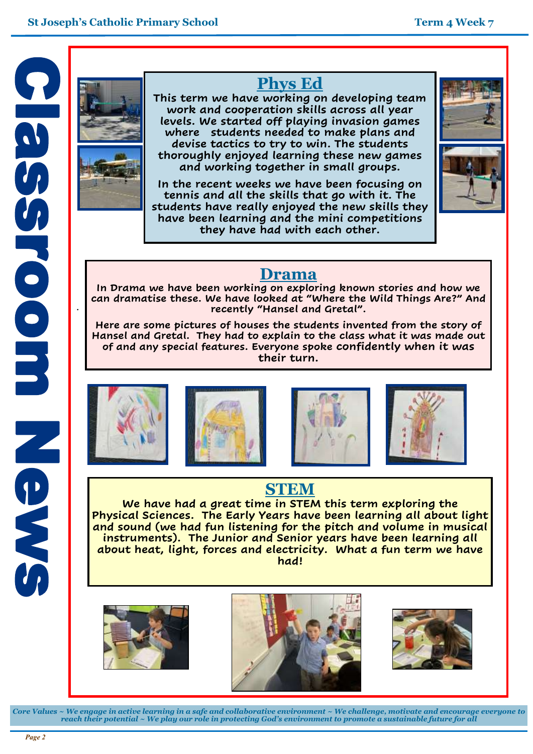# Classroom News

## Phys Ed

This term we have working on developing team work and cooperation skills across all year levels. We started off playing invasion games where students needed to make plans and devise tactics to try to win. The students thoroughly enjoyed learning these new games and working together in small groups.

In the recent weeks we have been focusing on tennis and all the skills that go with it. The students have really enjoyed the new skills they have been learning and the mini competitions they have had with each other.

## Drama

In Drama we have been working on exploring known stories and how we can dramatise these. We have looked at "Where the Wild Things Are?" And recently "Hansel and Gretal".

Here are some pictures of houses the students invented from the story of Hansel and Gretal. They had to explain to the class what it was made out of and any special features. Everyone spoke confidently when it was their turn.

## STEM

We have had a great time in STEM this term exploring the Physical Sciences. The Early Years have been learning all about light and sound (we had fun listening for the pitch and volume in musical instruments). The Junior and Senior years have been learning all about heat, light, forces and electricity. What a fun term we have had!

*Core Values ~ We engage in active learning in a safe and collaborative environment ~ We challenge, motivate and encourage everyone to reach their potential ~ We play our role in protecting God's environment to promote a sustainable future for all*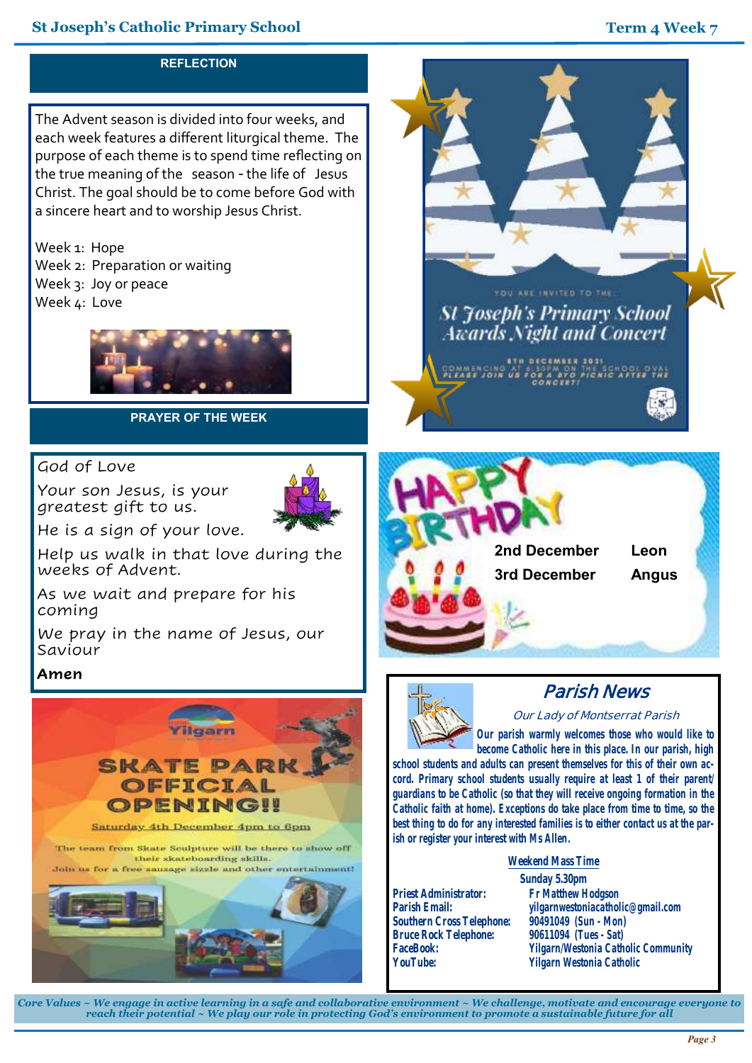## REFLECTION

The Advent season is divided into four weeks, and each week features a different liturgical theme. The purpose of each theme is to spend time reflecting on the true meaning of the season - the life of Jesus Christ. The goal should be to come before God with a sincere heart and to worship Jesus Christ.

Week 1: Hope
Week 2: Preparation or waiting
Week 3: Joy or peace
Week 4: Love

## PRAYER OF THE WEEK

God of Love

Your son Jesus, is your greatest gift to us.

He is a sign of your love.

Help us walk in that love during the weeks of Advent.

As we wait and prepare for his coming

We pray in the name of Jesus, our Saviour

**Amen**

## Yilgarn SKATE PARK OFFICIAL OPENING!!

Saturday 4th December 4pm to 6pm

The team from Skate Sculpture will be there to show off their skateboarding skills.
Join us for a free sausage sizzle and other entertainment!

YOU ARE INVITED TO THE

## St Joseph's Primary School Awards Night and Concert

8TH DECEMBER 2021
COMMENCING AT 6:30PM ON THE SCHOOL OVAL
PLEASE JOIN US FOR A BYO PICNIC AFTER THE CONCERT!

## HAPPY BIRTHDAY

| | |
|---|---|
| 2nd December | Leon |
| 3rd December | Angus |

## Parish News

*Our Lady of Montserrat Parish*

**Our parish warmly welcomes those who would like to become Catholic here in this place. In our parish, high school students and adults can present themselves for this of their own accord. Primary school students usually require at least 1 of their parent/guardians to be Catholic (so that they will receive ongoing formation in the Catholic faith at home). Exceptions do take place from time to time, so the best thing to do for any interested families is to either contact us at the parish or register your interest with Ms Allen.**

**Weekend Mass Time**

**Sunday 5.30pm**

| | |
|---|---|
| **Priest Administrator:** | **Fr Matthew Hodgson** |
| **Parish Email:** | **yilgarnwestoniacatholic@gmail.com** |
| **Southern Cross Telephone:** | **90491049 (Sun - Mon)** |
| **Bruce Rock Telephone:** | **90611094 (Tues - Sat)** |
| **FaceBook:** | **Yilgarn/Westonia Catholic Community** |
| **YouTube:** | **Yilgarn Westonia Catholic** |

*Core Values ~ We engage in active learning in a safe and collaborative environment ~ We challenge, motivate and encourage everyone to reach their potential ~ We play our role in protecting God's environment to promote a sustainable future for all*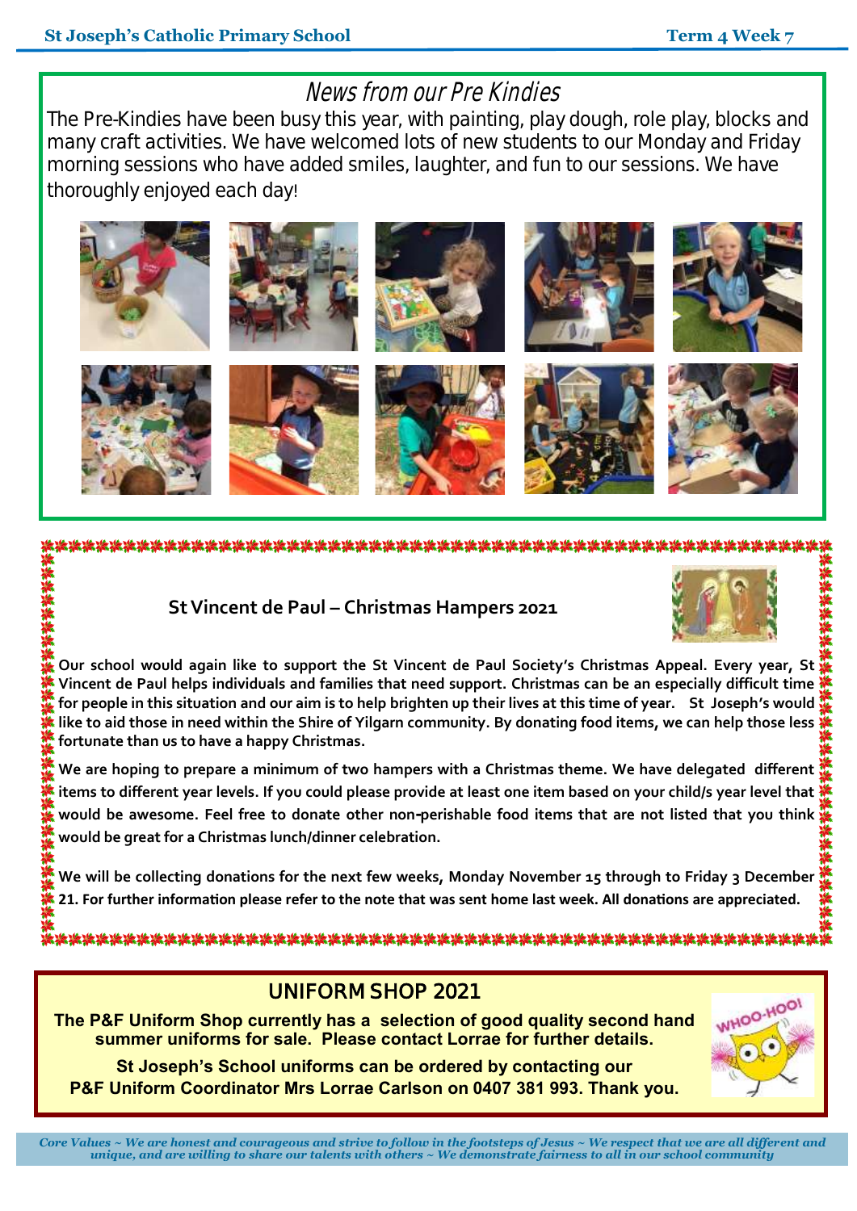## News from our Pre Kindies

The Pre-Kindies have been busy this year, with painting, play dough, role play, blocks and many craft activities. We have welcomed lots of new students to our Monday and Friday morning sessions who have added smiles, laughter, and fun to our sessions. We have thoroughly enjoyed each day!

## St Vincent de Paul – Christmas Hampers 2021

**Our school would again like to support the St Vincent de Paul Society's Christmas Appeal. Every year, St Vincent de Paul helps individuals and families that need support. Christmas can be an especially difficult time for people in this situation and our aim is to help brighten up their lives at this time of year. St Joseph's would like to aid those in need within the Shire of Yilgarn community. By donating food items, we can help those less fortunate than us to have a happy Christmas.**

**We are hoping to prepare a minimum of two hampers with a Christmas theme. We have delegated different items to different year levels. If you could please provide at least one item based on your child/s year level that would be awesome. Feel free to donate other non-perishable food items that are not listed that you think would be great for a Christmas lunch/dinner celebration.**

**We will be collecting donations for the next few weeks, Monday November 15 through to Friday 3 December 21. For further information please refer to the note that was sent home last week. All donations are appreciated.**

## UNIFORM SHOP 2021

**The P&F Uniform Shop currently has a selection of good quality second hand summer uniforms for sale. Please contact Lorrae for further details.**

**St Joseph's School uniforms can be ordered by contacting our P&F Uniform Coordinator Mrs Lorrae Carlson on 0407 381 993. Thank you.**

*Core Values ~ We are honest and courageous and strive to follow in the footsteps of Jesus ~ We respect that we are all different and unique, and are willing to share our talents with others ~ We demonstrate fairness to all in our school community*